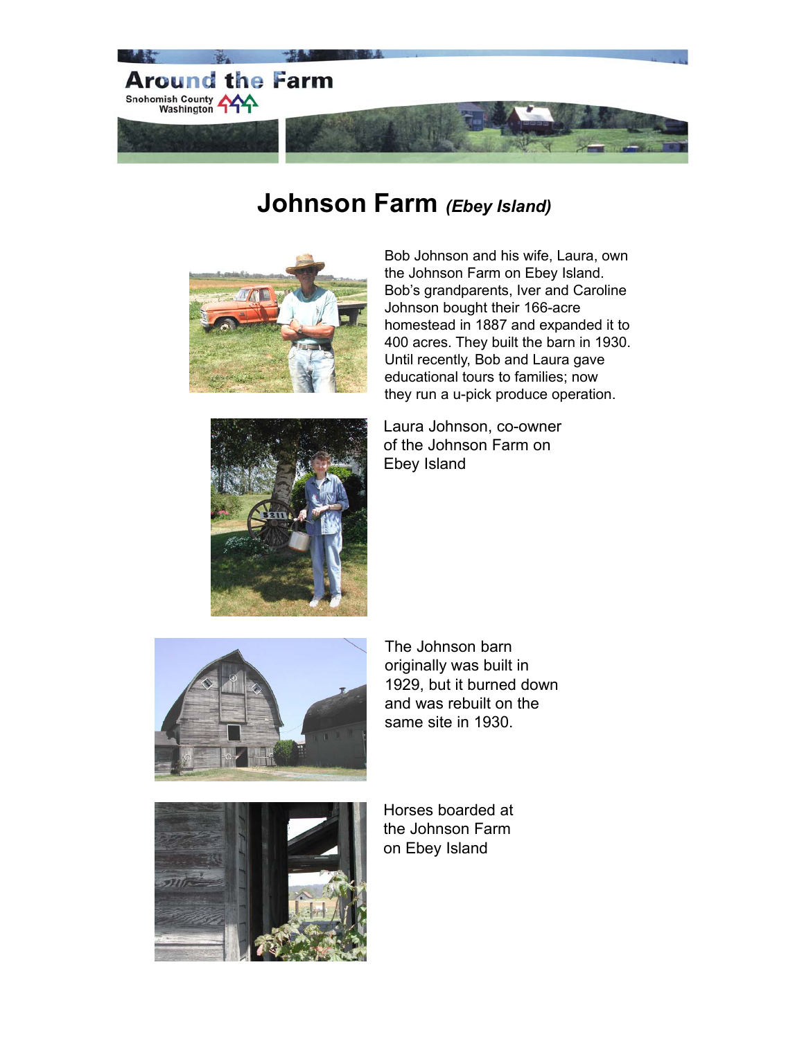# Johnson Farm *(Ebey Island)*

Bob Johnson and his wife, Laura, own the Johnson Farm on Ebey Island. Bob's grandparents, Iver and Caroline Johnson bought their 166-acre homestead in 1887 and expanded it to 400 acres. They built the barn in 1930. Until recently, Bob and Laura gave educational tours to families; now they run a u-pick produce operation.

Laura Johnson, co-owner of the Johnson Farm on Ebey Island

The Johnson barn originally was built in 1929, but it burned down and was rebuilt on the same site in 1930.

Horses boarded at the Johnson Farm on Ebey Island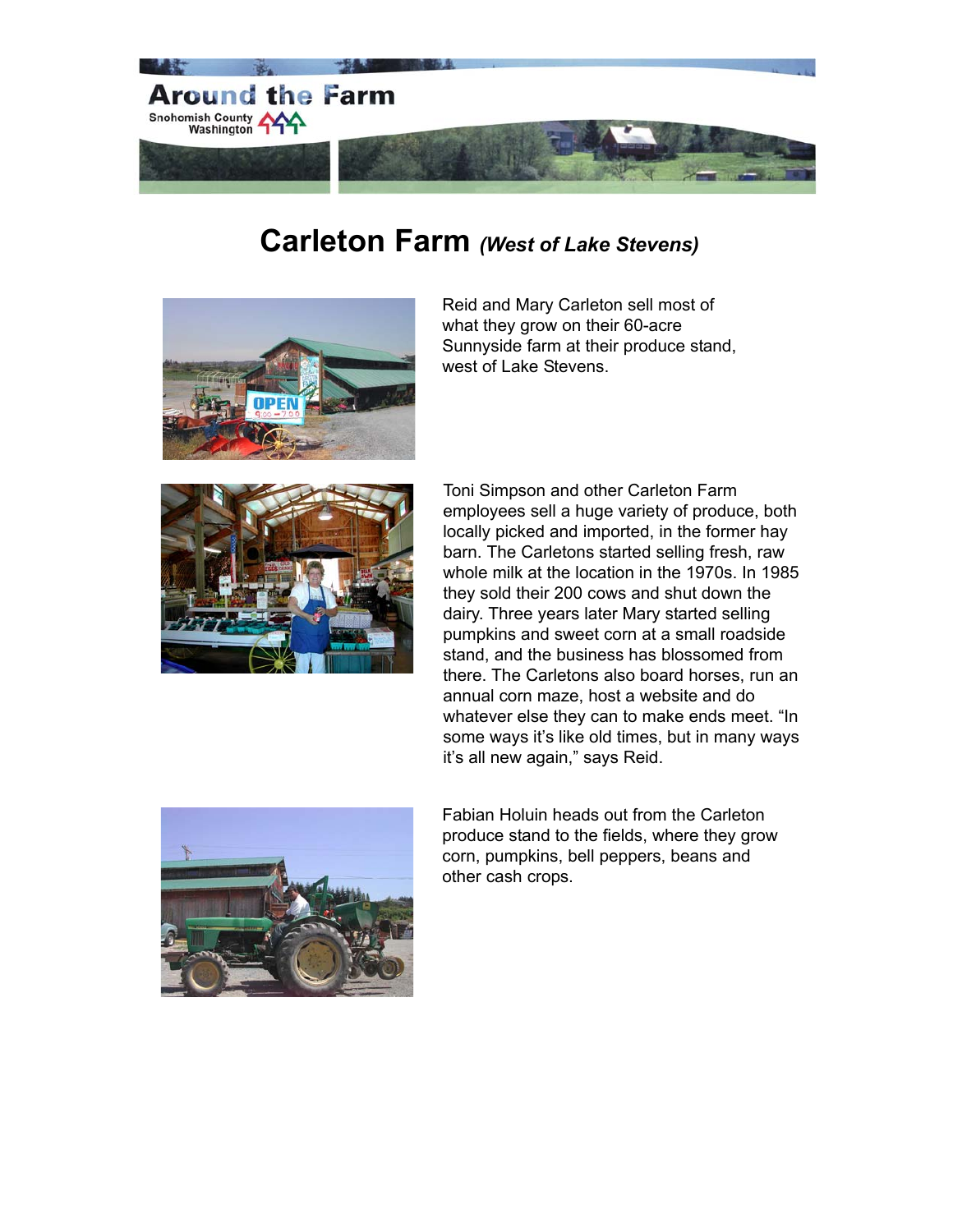# Carleton Farm *(West of Lake Stevens)*

Reid and Mary Carleton sell most of what they grow on their 60-acre Sunnyside farm at their produce stand, west of Lake Stevens.

Toni Simpson and other Carleton Farm employees sell a huge variety of produce, both locally picked and imported, in the former hay barn. The Carletons started selling fresh, raw whole milk at the location in the 1970s. In 1985 they sold their 200 cows and shut down the dairy. Three years later Mary started selling pumpkins and sweet corn at a small roadside stand, and the business has blossomed from there. The Carletons also board horses, run an annual corn maze, host a website and do whatever else they can to make ends meet. “In some ways it’s like old times, but in many ways it’s all new again,” says Reid.

Fabian Holuin heads out from the Carleton produce stand to the fields, where they grow corn, pumpkins, bell peppers, beans and other cash crops.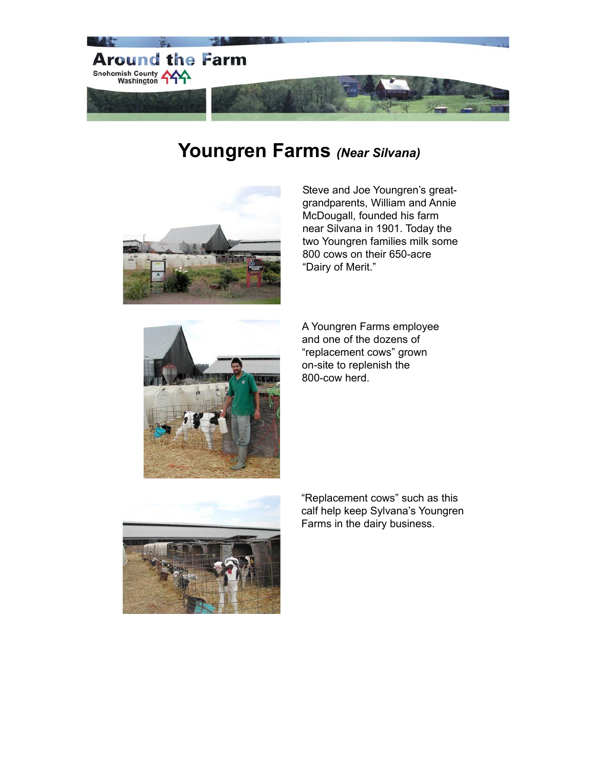# Youngren Farms *(Near Silvana)*

Steve and Joe Youngren's great-grandparents, William and Annie McDougall, founded his farm near Silvana in 1901. Today the two Youngren families milk some 800 cows on their 650-acre "Dairy of Merit."

A Youngren Farms employee and one of the dozens of "replacement cows" grown on-site to replenish the 800-cow herd.

"Replacement cows" such as this calf help keep Sylvana's Youngren Farms in the dairy business.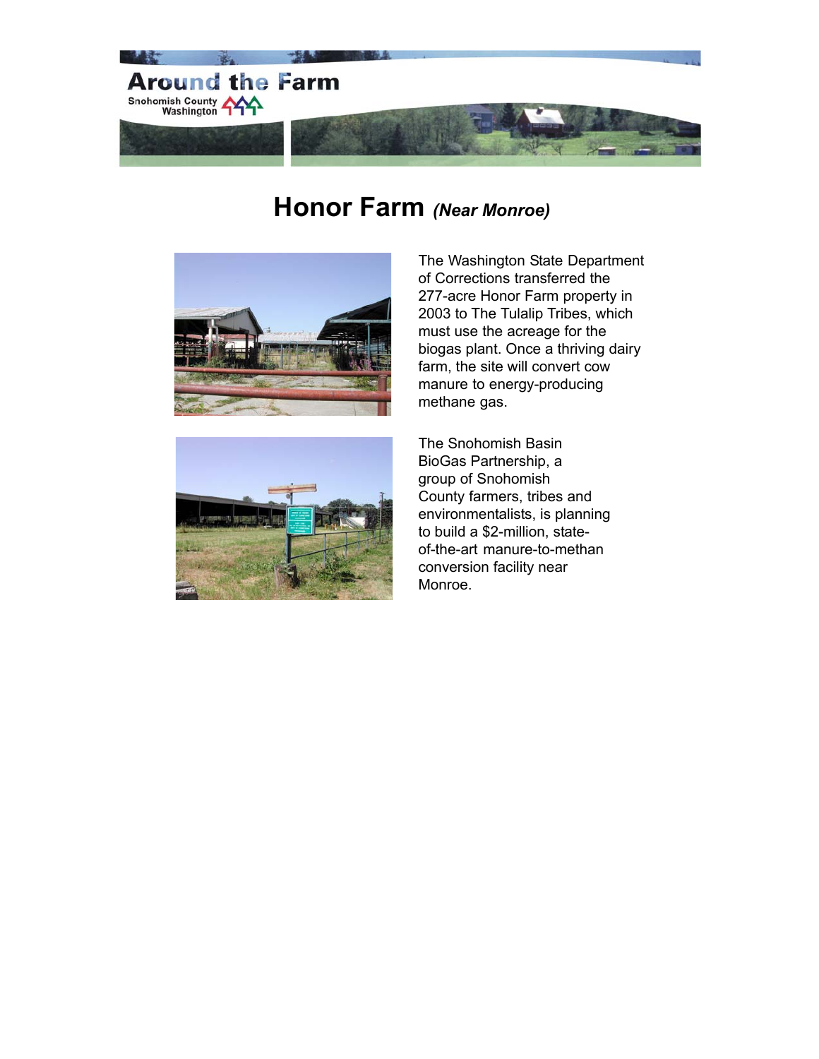# Honor Farm *(Near Monroe)*

The Washington State Department of Corrections transferred the 277-acre Honor Farm property in 2003 to The Tulalip Tribes, which must use the acreage for the biogas plant. Once a thriving dairy farm, the site will convert cow manure to energy-producing methane gas.

The Snohomish Basin BioGas Partnership, a group of Snohomish County farmers, tribes and environmentalists, is planning to build a $2-million, state-of-the-art manure-to-methan conversion facility near Monroe.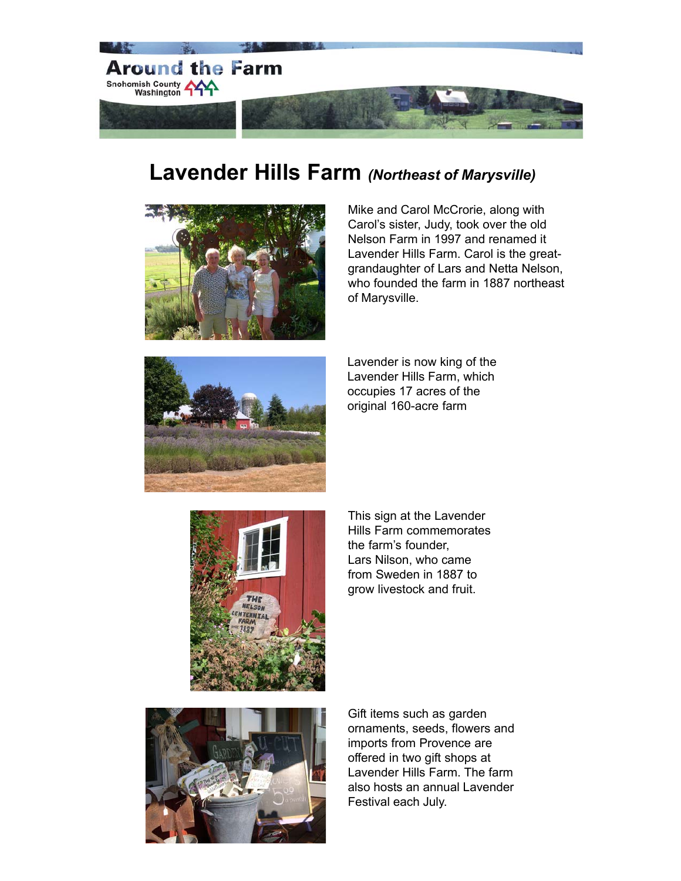# Lavender Hills Farm *(Northeast of Marysville)*

Mike and Carol McCrorie, along with Carol's sister, Judy, took over the old Nelson Farm in 1997 and renamed it Lavender Hills Farm. Carol is the great-grandaughter of Lars and Netta Nelson, who founded the farm in 1887 northeast of Marysville.

Lavender is now king of the Lavender Hills Farm, which occupies 17 acres of the original 160-acre farm

This sign at the Lavender Hills Farm commemorates the farm's founder, Lars Nilson, who came from Sweden in 1887 to grow livestock and fruit.

Gift items such as garden ornaments, seeds, flowers and imports from Provence are offered in two gift shops at Lavender Hills Farm. The farm also hosts an annual Lavender Festival each July.